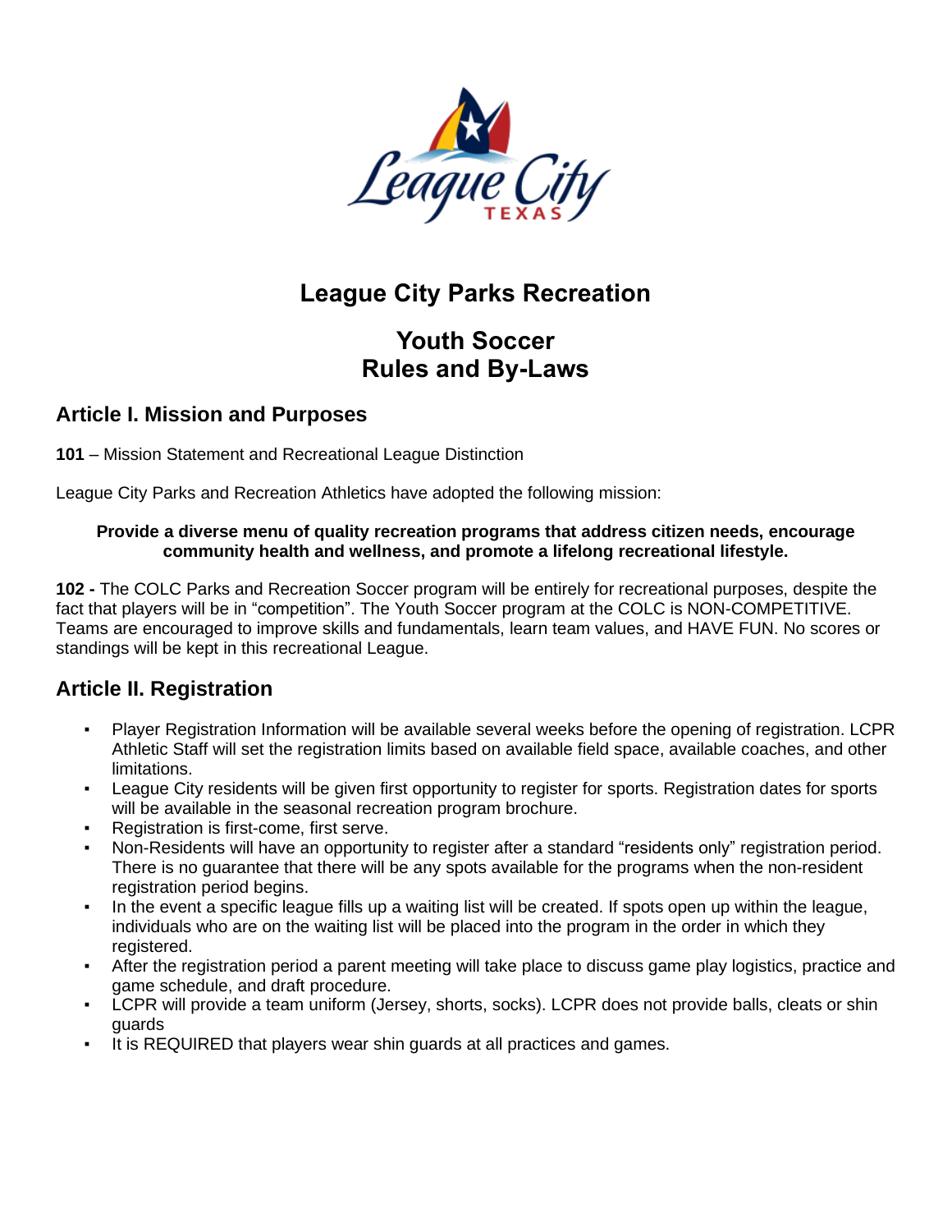# League City Parks Recreation

# Youth Soccer
# Rules and By-Laws

## Article I. Mission and Purposes

**101** – Mission Statement and Recreational League Distinction

League City Parks and Recreation Athletics have adopted the following mission:

**Provide a diverse menu of quality recreation programs that address citizen needs, encourage community health and wellness, and promote a lifelong recreational lifestyle.**

**102 -** The COLC Parks and Recreation Soccer program will be entirely for recreational purposes, despite the fact that players will be in "competition". The Youth Soccer program at the COLC is NON-COMPETITIVE. Teams are encouraged to improve skills and fundamentals, learn team values, and HAVE FUN. No scores or standings will be kept in this recreational League.

## Article II. Registration

- Player Registration Information will be available several weeks before the opening of registration. LCPR Athletic Staff will set the registration limits based on available field space, available coaches, and other limitations.
- League City residents will be given first opportunity to register for sports. Registration dates for sports will be available in the seasonal recreation program brochure.
- Registration is first-come, first serve.
- Non-Residents will have an opportunity to register after a standard "residents only" registration period. There is no guarantee that there will be any spots available for the programs when the non-resident registration period begins.
- In the event a specific league fills up a waiting list will be created. If spots open up within the league, individuals who are on the waiting list will be placed into the program in the order in which they registered.
- After the registration period a parent meeting will take place to discuss game play logistics, practice and game schedule, and draft procedure.
- LCPR will provide a team uniform (Jersey, shorts, socks). LCPR does not provide balls, cleats or shin guards
- It is REQUIRED that players wear shin guards at all practices and games.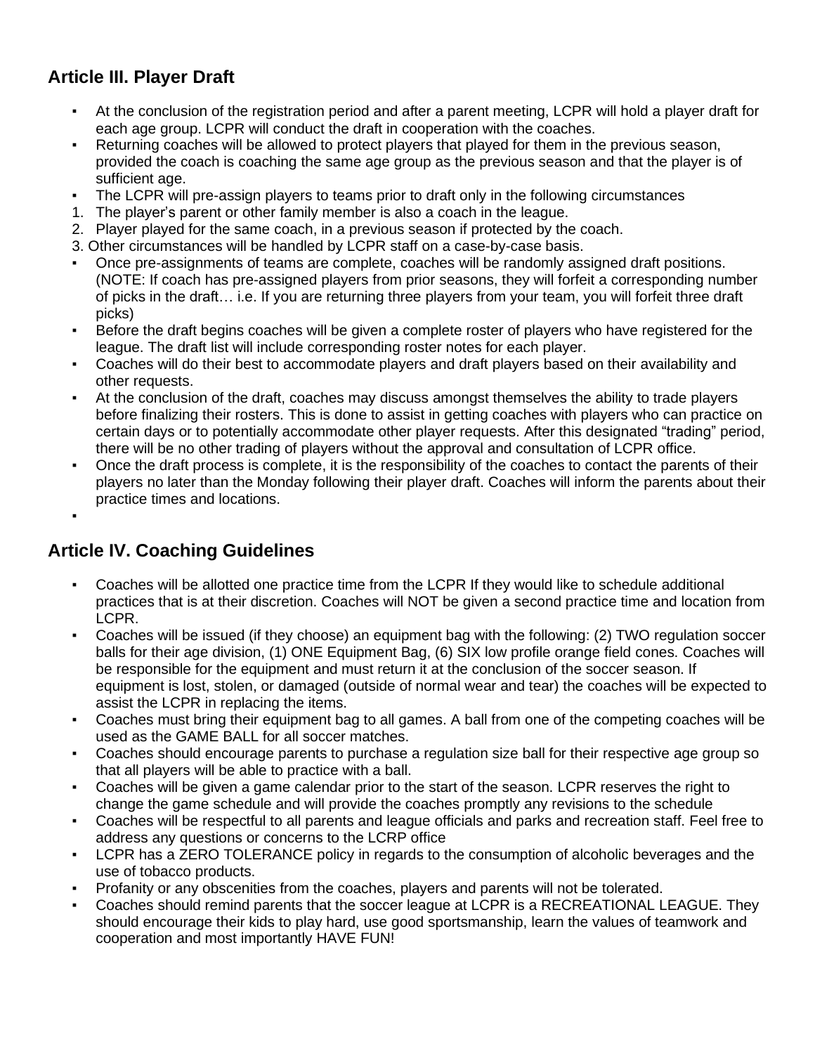## Article III. Player Draft

- At the conclusion of the registration period and after a parent meeting, LCPR will hold a player draft for each age group. LCPR will conduct the draft in cooperation with the coaches.
- Returning coaches will be allowed to protect players that played for them in the previous season, provided the coach is coaching the same age group as the previous season and that the player is of sufficient age.
- The LCPR will pre-assign players to teams prior to draft only in the following circumstances

1. The player's parent or other family member is also a coach in the league.
2. Player played for the same coach, in a previous season if protected by the coach.
3. Other circumstances will be handled by LCPR staff on a case-by-case basis.

- Once pre-assignments of teams are complete, coaches will be randomly assigned draft positions. (NOTE: If coach has pre-assigned players from prior seasons, they will forfeit a corresponding number of picks in the draft… i.e. If you are returning three players from your team, you will forfeit three draft picks)
- Before the draft begins coaches will be given a complete roster of players who have registered for the league. The draft list will include corresponding roster notes for each player.
- Coaches will do their best to accommodate players and draft players based on their availability and other requests.
- At the conclusion of the draft, coaches may discuss amongst themselves the ability to trade players before finalizing their rosters. This is done to assist in getting coaches with players who can practice on certain days or to potentially accommodate other player requests. After this designated "trading" period, there will be no other trading of players without the approval and consultation of LCPR office.
- Once the draft process is complete, it is the responsibility of the coaches to contact the parents of their players no later than the Monday following their player draft. Coaches will inform the parents about their practice times and locations.

## Article IV. Coaching Guidelines

- Coaches will be allotted one practice time from the LCPR If they would like to schedule additional practices that is at their discretion. Coaches will NOT be given a second practice time and location from LCPR.
- Coaches will be issued (if they choose) an equipment bag with the following: (2) TWO regulation soccer balls for their age division, (1) ONE Equipment Bag, (6) SIX low profile orange field cones. Coaches will be responsible for the equipment and must return it at the conclusion of the soccer season. If equipment is lost, stolen, or damaged (outside of normal wear and tear) the coaches will be expected to assist the LCPR in replacing the items.
- Coaches must bring their equipment bag to all games. A ball from one of the competing coaches will be used as the GAME BALL for all soccer matches.
- Coaches should encourage parents to purchase a regulation size ball for their respective age group so that all players will be able to practice with a ball.
- Coaches will be given a game calendar prior to the start of the season. LCPR reserves the right to change the game schedule and will provide the coaches promptly any revisions to the schedule
- Coaches will be respectful to all parents and league officials and parks and recreation staff. Feel free to address any questions or concerns to the LCRP office
- LCPR has a ZERO TOLERANCE policy in regards to the consumption of alcoholic beverages and the use of tobacco products.
- Profanity or any obscenities from the coaches, players and parents will not be tolerated.
- Coaches should remind parents that the soccer league at LCPR is a RECREATIONAL LEAGUE. They should encourage their kids to play hard, use good sportsmanship, learn the values of teamwork and cooperation and most importantly HAVE FUN!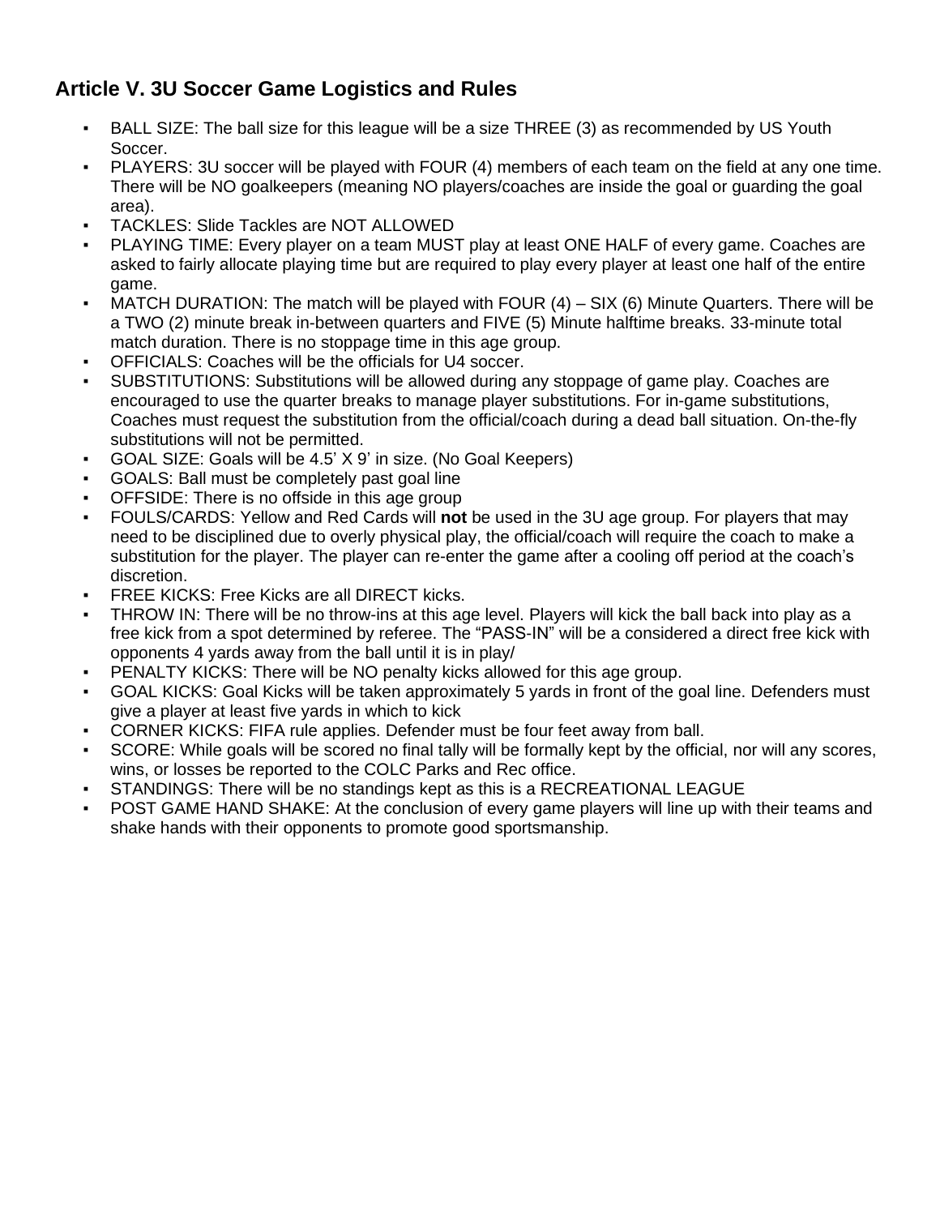## Article V. 3U Soccer Game Logistics and Rules

- BALL SIZE: The ball size for this league will be a size THREE (3) as recommended by US Youth Soccer.
- PLAYERS: 3U soccer will be played with FOUR (4) members of each team on the field at any one time. There will be NO goalkeepers (meaning NO players/coaches are inside the goal or guarding the goal area).
- TACKLES: Slide Tackles are NOT ALLOWED
- PLAYING TIME: Every player on a team MUST play at least ONE HALF of every game. Coaches are asked to fairly allocate playing time but are required to play every player at least one half of the entire game.
- MATCH DURATION: The match will be played with FOUR (4) – SIX (6) Minute Quarters. There will be a TWO (2) minute break in-between quarters and FIVE (5) Minute halftime breaks. 33-minute total match duration. There is no stoppage time in this age group.
- OFFICIALS: Coaches will be the officials for U4 soccer.
- SUBSTITUTIONS: Substitutions will be allowed during any stoppage of game play. Coaches are encouraged to use the quarter breaks to manage player substitutions. For in-game substitutions, Coaches must request the substitution from the official/coach during a dead ball situation. On-the-fly substitutions will not be permitted.
- GOAL SIZE: Goals will be 4.5' X 9' in size. (No Goal Keepers)
- GOALS: Ball must be completely past goal line
- OFFSIDE: There is no offside in this age group
- FOULS/CARDS: Yellow and Red Cards will **not** be used in the 3U age group. For players that may need to be disciplined due to overly physical play, the official/coach will require the coach to make a substitution for the player. The player can re-enter the game after a cooling off period at the coach's discretion.
- FREE KICKS: Free Kicks are all DIRECT kicks.
- THROW IN: There will be no throw-ins at this age level. Players will kick the ball back into play as a free kick from a spot determined by referee. The "PASS-IN" will be a considered a direct free kick with opponents 4 yards away from the ball until it is in play/
- PENALTY KICKS: There will be NO penalty kicks allowed for this age group.
- GOAL KICKS: Goal Kicks will be taken approximately 5 yards in front of the goal line. Defenders must give a player at least five yards in which to kick
- CORNER KICKS: FIFA rule applies. Defender must be four feet away from ball.
- SCORE: While goals will be scored no final tally will be formally kept by the official, nor will any scores, wins, or losses be reported to the COLC Parks and Rec office.
- STANDINGS: There will be no standings kept as this is a RECREATIONAL LEAGUE
- POST GAME HAND SHAKE: At the conclusion of every game players will line up with their teams and shake hands with their opponents to promote good sportsmanship.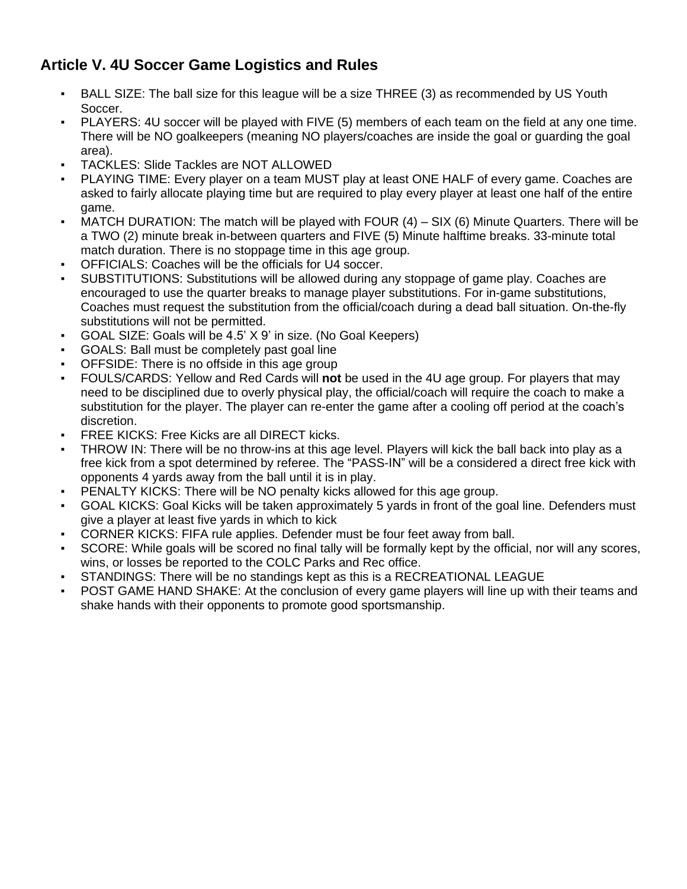## Article V. 4U Soccer Game Logistics and Rules

- BALL SIZE: The ball size for this league will be a size THREE (3) as recommended by US Youth Soccer.
- PLAYERS: 4U soccer will be played with FIVE (5) members of each team on the field at any one time. There will be NO goalkeepers (meaning NO players/coaches are inside the goal or guarding the goal area).
- TACKLES: Slide Tackles are NOT ALLOWED
- PLAYING TIME: Every player on a team MUST play at least ONE HALF of every game. Coaches are asked to fairly allocate playing time but are required to play every player at least one half of the entire game.
- MATCH DURATION: The match will be played with FOUR (4) – SIX (6) Minute Quarters. There will be a TWO (2) minute break in-between quarters and FIVE (5) Minute halftime breaks. 33-minute total match duration. There is no stoppage time in this age group.
- OFFICIALS: Coaches will be the officials for U4 soccer.
- SUBSTITUTIONS: Substitutions will be allowed during any stoppage of game play. Coaches are encouraged to use the quarter breaks to manage player substitutions. For in-game substitutions, Coaches must request the substitution from the official/coach during a dead ball situation. On-the-fly substitutions will not be permitted.
- GOAL SIZE: Goals will be 4.5' X 9' in size. (No Goal Keepers)
- GOALS: Ball must be completely past goal line
- OFFSIDE: There is no offside in this age group
- FOULS/CARDS: Yellow and Red Cards will **not** be used in the 4U age group. For players that may need to be disciplined due to overly physical play, the official/coach will require the coach to make a substitution for the player. The player can re-enter the game after a cooling off period at the coach's discretion.
- FREE KICKS: Free Kicks are all DIRECT kicks.
- THROW IN: There will be no throw-ins at this age level. Players will kick the ball back into play as a free kick from a spot determined by referee. The "PASS-IN" will be a considered a direct free kick with opponents 4 yards away from the ball until it is in play.
- PENALTY KICKS: There will be NO penalty kicks allowed for this age group.
- GOAL KICKS: Goal Kicks will be taken approximately 5 yards in front of the goal line. Defenders must give a player at least five yards in which to kick
- CORNER KICKS: FIFA rule applies. Defender must be four feet away from ball.
- SCORE: While goals will be scored no final tally will be formally kept by the official, nor will any scores, wins, or losses be reported to the COLC Parks and Rec office.
- STANDINGS: There will be no standings kept as this is a RECREATIONAL LEAGUE
- POST GAME HAND SHAKE: At the conclusion of every game players will line up with their teams and shake hands with their opponents to promote good sportsmanship.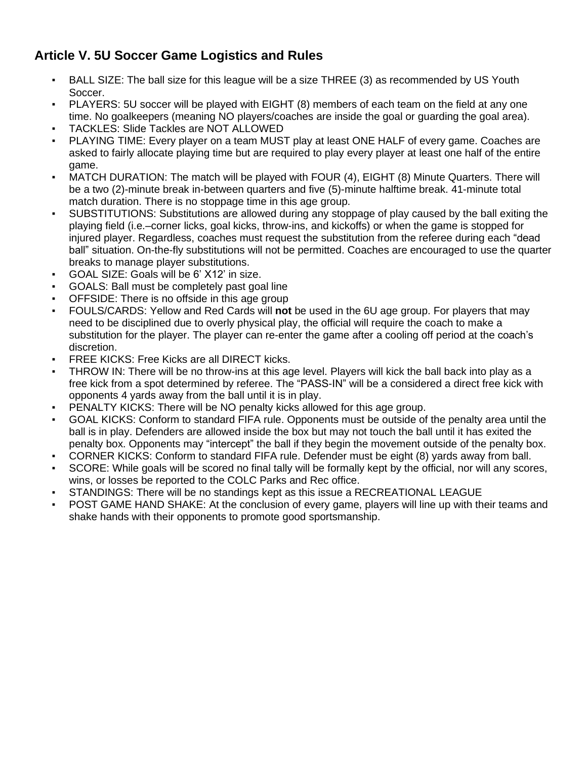## Article V. 5U Soccer Game Logistics and Rules

- BALL SIZE: The ball size for this league will be a size THREE (3) as recommended by US Youth Soccer.
- PLAYERS: 5U soccer will be played with EIGHT (8) members of each team on the field at any one time. No goalkeepers (meaning NO players/coaches are inside the goal or guarding the goal area).
- TACKLES: Slide Tackles are NOT ALLOWED
- PLAYING TIME: Every player on a team MUST play at least ONE HALF of every game. Coaches are asked to fairly allocate playing time but are required to play every player at least one half of the entire game.
- MATCH DURATION: The match will be played with FOUR (4), EIGHT (8) Minute Quarters. There will be a two (2)-minute break in-between quarters and five (5)-minute halftime break. 41-minute total match duration. There is no stoppage time in this age group.
- SUBSTITUTIONS: Substitutions are allowed during any stoppage of play caused by the ball exiting the playing field (i.e.–corner licks, goal kicks, throw-ins, and kickoffs) or when the game is stopped for injured player. Regardless, coaches must request the substitution from the referee during each "dead ball" situation. On-the-fly substitutions will not be permitted. Coaches are encouraged to use the quarter breaks to manage player substitutions.
- GOAL SIZE: Goals will be 6' X12' in size.
- GOALS: Ball must be completely past goal line
- OFFSIDE: There is no offside in this age group
- FOULS/CARDS: Yellow and Red Cards will **not** be used in the 6U age group. For players that may need to be disciplined due to overly physical play, the official will require the coach to make a substitution for the player. The player can re-enter the game after a cooling off period at the coach's discretion.
- FREE KICKS: Free Kicks are all DIRECT kicks.
- THROW IN: There will be no throw-ins at this age level. Players will kick the ball back into play as a free kick from a spot determined by referee. The "PASS-IN" will be a considered a direct free kick with opponents 4 yards away from the ball until it is in play.
- PENALTY KICKS: There will be NO penalty kicks allowed for this age group.
- GOAL KICKS: Conform to standard FIFA rule. Opponents must be outside of the penalty area until the ball is in play. Defenders are allowed inside the box but may not touch the ball until it has exited the penalty box. Opponents may "intercept" the ball if they begin the movement outside of the penalty box.
- CORNER KICKS: Conform to standard FIFA rule. Defender must be eight (8) yards away from ball.
- SCORE: While goals will be scored no final tally will be formally kept by the official, nor will any scores, wins, or losses be reported to the COLC Parks and Rec office.
- STANDINGS: There will be no standings kept as this issue a RECREATIONAL LEAGUE
- POST GAME HAND SHAKE: At the conclusion of every game, players will line up with their teams and shake hands with their opponents to promote good sportsmanship.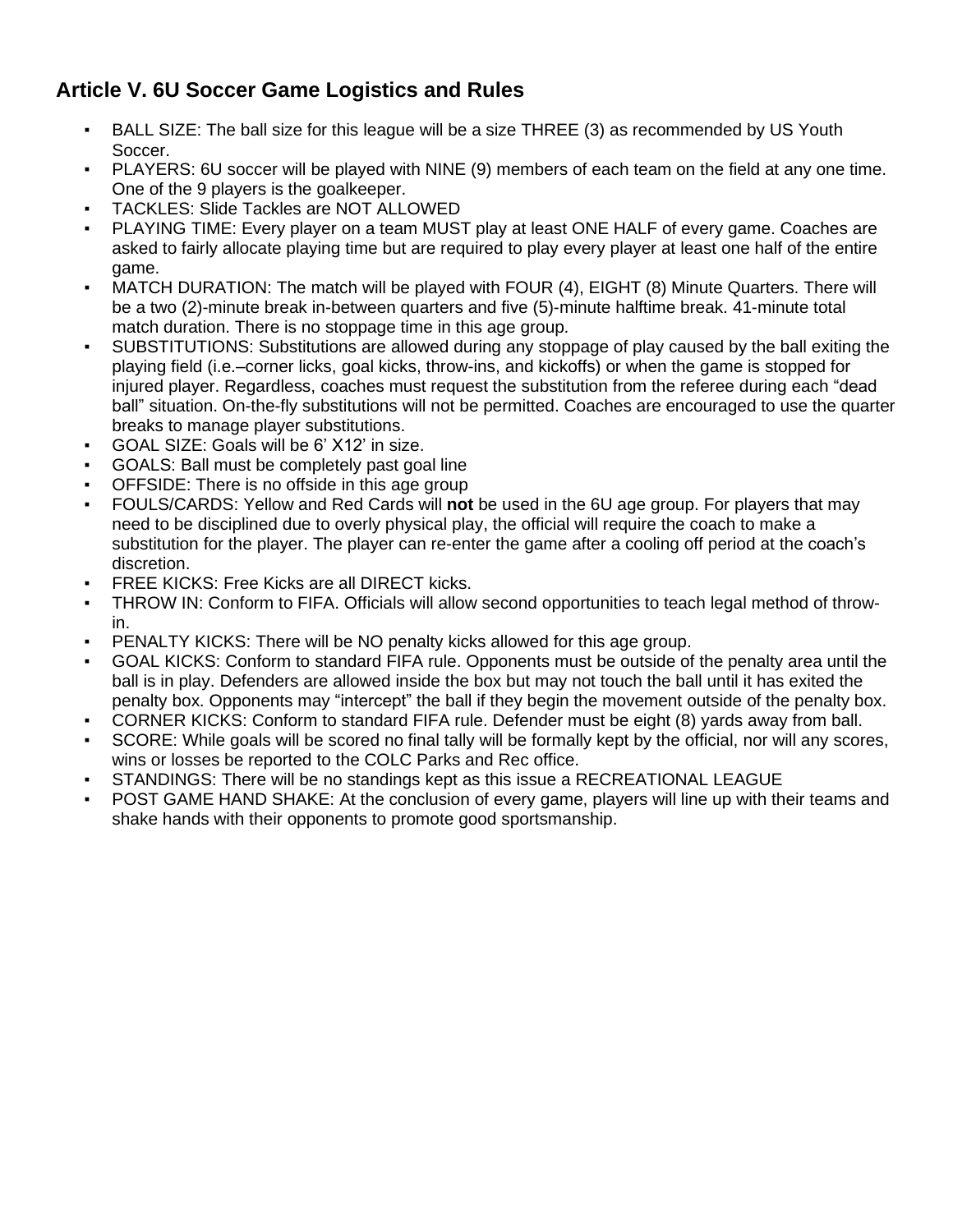## Article V. 6U Soccer Game Logistics and Rules

- BALL SIZE: The ball size for this league will be a size THREE (3) as recommended by US Youth Soccer.
- PLAYERS: 6U soccer will be played with NINE (9) members of each team on the field at any one time. One of the 9 players is the goalkeeper.
- TACKLES: Slide Tackles are NOT ALLOWED
- PLAYING TIME: Every player on a team MUST play at least ONE HALF of every game. Coaches are asked to fairly allocate playing time but are required to play every player at least one half of the entire game.
- MATCH DURATION: The match will be played with FOUR (4), EIGHT (8) Minute Quarters. There will be a two (2)-minute break in-between quarters and five (5)-minute halftime break. 41-minute total match duration. There is no stoppage time in this age group.
- SUBSTITUTIONS: Substitutions are allowed during any stoppage of play caused by the ball exiting the playing field (i.e.–corner licks, goal kicks, throw-ins, and kickoffs) or when the game is stopped for injured player. Regardless, coaches must request the substitution from the referee during each "dead ball" situation. On-the-fly substitutions will not be permitted. Coaches are encouraged to use the quarter breaks to manage player substitutions.
- GOAL SIZE: Goals will be 6' X12' in size.
- GOALS: Ball must be completely past goal line
- OFFSIDE: There is no offside in this age group
- FOULS/CARDS: Yellow and Red Cards will **not** be used in the 6U age group. For players that may need to be disciplined due to overly physical play, the official will require the coach to make a substitution for the player. The player can re-enter the game after a cooling off period at the coach's discretion.
- FREE KICKS: Free Kicks are all DIRECT kicks.
- THROW IN: Conform to FIFA. Officials will allow second opportunities to teach legal method of throw-in.
- PENALTY KICKS: There will be NO penalty kicks allowed for this age group.
- GOAL KICKS: Conform to standard FIFA rule. Opponents must be outside of the penalty area until the ball is in play. Defenders are allowed inside the box but may not touch the ball until it has exited the penalty box. Opponents may "intercept" the ball if they begin the movement outside of the penalty box.
- CORNER KICKS: Conform to standard FIFA rule. Defender must be eight (8) yards away from ball.
- SCORE: While goals will be scored no final tally will be formally kept by the official, nor will any scores, wins or losses be reported to the COLC Parks and Rec office.
- STANDINGS: There will be no standings kept as this issue a RECREATIONAL LEAGUE
- POST GAME HAND SHAKE: At the conclusion of every game, players will line up with their teams and shake hands with their opponents to promote good sportsmanship.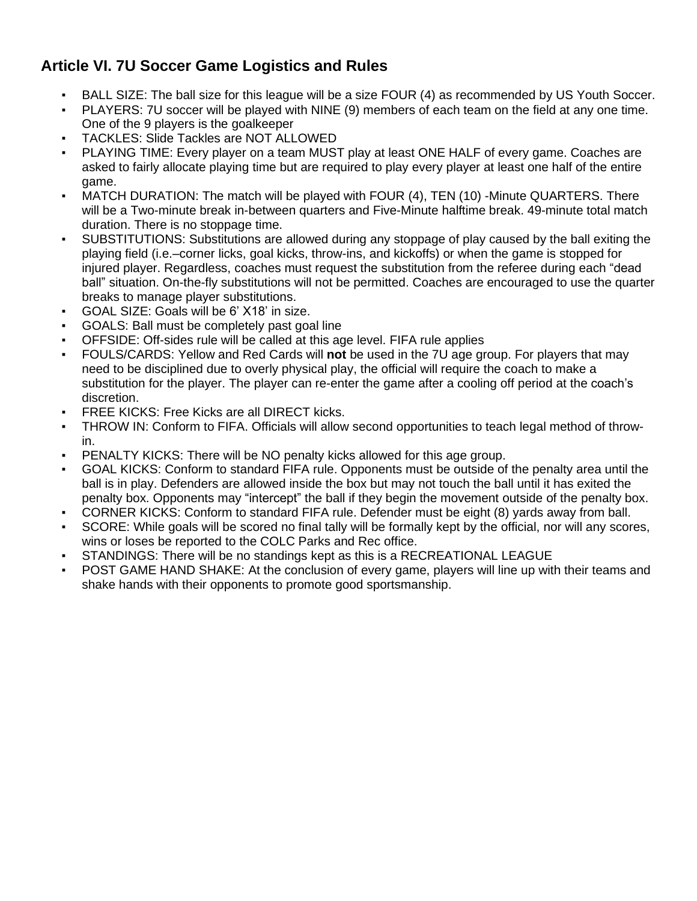## Article VI. 7U Soccer Game Logistics and Rules

- BALL SIZE: The ball size for this league will be a size FOUR (4) as recommended by US Youth Soccer.
- PLAYERS: 7U soccer will be played with NINE (9) members of each team on the field at any one time. One of the 9 players is the goalkeeper
- TACKLES: Slide Tackles are NOT ALLOWED
- PLAYING TIME: Every player on a team MUST play at least ONE HALF of every game. Coaches are asked to fairly allocate playing time but are required to play every player at least one half of the entire game.
- MATCH DURATION: The match will be played with FOUR (4), TEN (10) -Minute QUARTERS. There will be a Two-minute break in-between quarters and Five-Minute halftime break. 49-minute total match duration. There is no stoppage time.
- SUBSTITUTIONS: Substitutions are allowed during any stoppage of play caused by the ball exiting the playing field (i.e.–corner licks, goal kicks, throw-ins, and kickoffs) or when the game is stopped for injured player. Regardless, coaches must request the substitution from the referee during each "dead ball" situation. On-the-fly substitutions will not be permitted. Coaches are encouraged to use the quarter breaks to manage player substitutions.
- GOAL SIZE: Goals will be 6' X18' in size.
- GOALS: Ball must be completely past goal line
- OFFSIDE: Off-sides rule will be called at this age level. FIFA rule applies
- FOULS/CARDS: Yellow and Red Cards will **not** be used in the 7U age group. For players that may need to be disciplined due to overly physical play, the official will require the coach to make a substitution for the player. The player can re-enter the game after a cooling off period at the coach's discretion.
- FREE KICKS: Free Kicks are all DIRECT kicks.
- THROW IN: Conform to FIFA. Officials will allow second opportunities to teach legal method of throw-in.
- PENALTY KICKS: There will be NO penalty kicks allowed for this age group.
- GOAL KICKS: Conform to standard FIFA rule. Opponents must be outside of the penalty area until the ball is in play. Defenders are allowed inside the box but may not touch the ball until it has exited the penalty box. Opponents may "intercept" the ball if they begin the movement outside of the penalty box.
- CORNER KICKS: Conform to standard FIFA rule. Defender must be eight (8) yards away from ball.
- SCORE: While goals will be scored no final tally will be formally kept by the official, nor will any scores, wins or loses be reported to the COLC Parks and Rec office.
- STANDINGS: There will be no standings kept as this is a RECREATIONAL LEAGUE
- POST GAME HAND SHAKE: At the conclusion of every game, players will line up with their teams and shake hands with their opponents to promote good sportsmanship.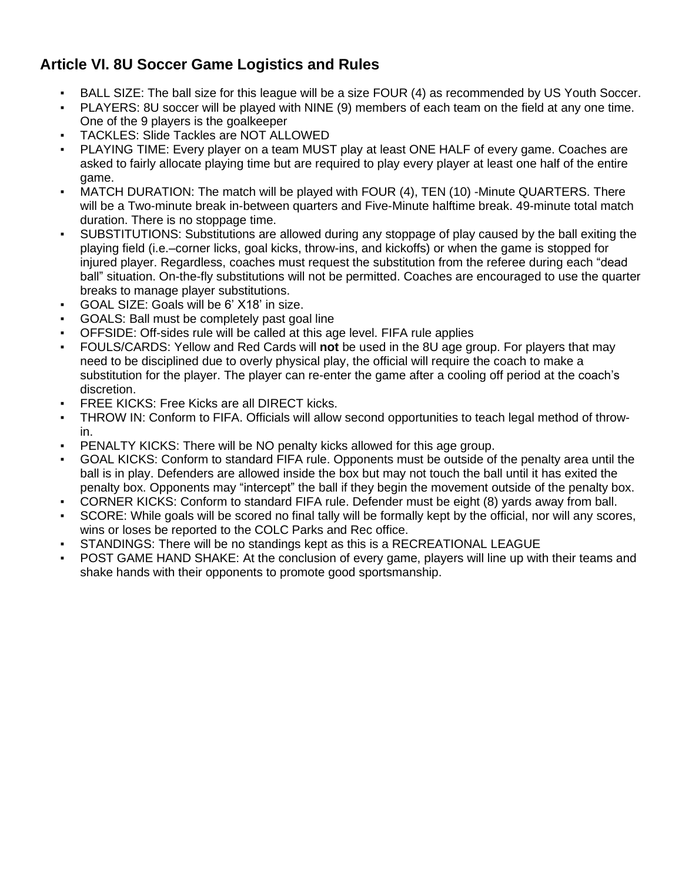## Article VI. 8U Soccer Game Logistics and Rules

- BALL SIZE: The ball size for this league will be a size FOUR (4) as recommended by US Youth Soccer.
- PLAYERS: 8U soccer will be played with NINE (9) members of each team on the field at any one time. One of the 9 players is the goalkeeper
- TACKLES: Slide Tackles are NOT ALLOWED
- PLAYING TIME: Every player on a team MUST play at least ONE HALF of every game. Coaches are asked to fairly allocate playing time but are required to play every player at least one half of the entire game.
- MATCH DURATION: The match will be played with FOUR (4), TEN (10) -Minute QUARTERS. There will be a Two-minute break in-between quarters and Five-Minute halftime break. 49-minute total match duration. There is no stoppage time.
- SUBSTITUTIONS: Substitutions are allowed during any stoppage of play caused by the ball exiting the playing field (i.e.–corner licks, goal kicks, throw-ins, and kickoffs) or when the game is stopped for injured player. Regardless, coaches must request the substitution from the referee during each "dead ball" situation. On-the-fly substitutions will not be permitted. Coaches are encouraged to use the quarter breaks to manage player substitutions.
- GOAL SIZE: Goals will be 6' X18' in size.
- GOALS: Ball must be completely past goal line
- OFFSIDE: Off-sides rule will be called at this age level. FIFA rule applies
- FOULS/CARDS: Yellow and Red Cards will **not** be used in the 8U age group. For players that may need to be disciplined due to overly physical play, the official will require the coach to make a substitution for the player. The player can re-enter the game after a cooling off period at the coach's discretion.
- FREE KICKS: Free Kicks are all DIRECT kicks.
- THROW IN: Conform to FIFA. Officials will allow second opportunities to teach legal method of throw-in.
- PENALTY KICKS: There will be NO penalty kicks allowed for this age group.
- GOAL KICKS: Conform to standard FIFA rule. Opponents must be outside of the penalty area until the ball is in play. Defenders are allowed inside the box but may not touch the ball until it has exited the penalty box. Opponents may "intercept" the ball if they begin the movement outside of the penalty box.
- CORNER KICKS: Conform to standard FIFA rule. Defender must be eight (8) yards away from ball.
- SCORE: While goals will be scored no final tally will be formally kept by the official, nor will any scores, wins or loses be reported to the COLC Parks and Rec office.
- STANDINGS: There will be no standings kept as this is a RECREATIONAL LEAGUE
- POST GAME HAND SHAKE: At the conclusion of every game, players will line up with their teams and shake hands with their opponents to promote good sportsmanship.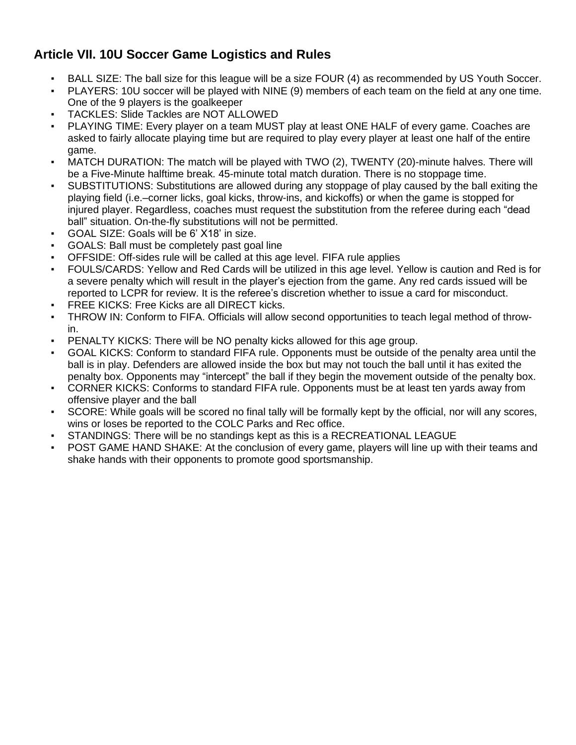## Article VII. 10U Soccer Game Logistics and Rules

- BALL SIZE: The ball size for this league will be a size FOUR (4) as recommended by US Youth Soccer.
- PLAYERS: 10U soccer will be played with NINE (9) members of each team on the field at any one time. One of the 9 players is the goalkeeper
- TACKLES: Slide Tackles are NOT ALLOWED
- PLAYING TIME: Every player on a team MUST play at least ONE HALF of every game. Coaches are asked to fairly allocate playing time but are required to play every player at least one half of the entire game.
- MATCH DURATION: The match will be played with TWO (2), TWENTY (20)-minute halves. There will be a Five-Minute halftime break. 45-minute total match duration. There is no stoppage time.
- SUBSTITUTIONS: Substitutions are allowed during any stoppage of play caused by the ball exiting the playing field (i.e.–corner licks, goal kicks, throw-ins, and kickoffs) or when the game is stopped for injured player. Regardless, coaches must request the substitution from the referee during each "dead ball" situation. On-the-fly substitutions will not be permitted.
- GOAL SIZE: Goals will be 6' X18' in size.
- GOALS: Ball must be completely past goal line
- OFFSIDE: Off-sides rule will be called at this age level. FIFA rule applies
- FOULS/CARDS: Yellow and Red Cards will be utilized in this age level. Yellow is caution and Red is for a severe penalty which will result in the player's ejection from the game. Any red cards issued will be reported to LCPR for review. It is the referee's discretion whether to issue a card for misconduct.
- FREE KICKS: Free Kicks are all DIRECT kicks.
- THROW IN: Conform to FIFA. Officials will allow second opportunities to teach legal method of throw-in.
- PENALTY KICKS: There will be NO penalty kicks allowed for this age group.
- GOAL KICKS: Conform to standard FIFA rule. Opponents must be outside of the penalty area until the ball is in play. Defenders are allowed inside the box but may not touch the ball until it has exited the penalty box. Opponents may "intercept" the ball if they begin the movement outside of the penalty box.
- CORNER KICKS: Conforms to standard FIFA rule. Opponents must be at least ten yards away from offensive player and the ball
- SCORE: While goals will be scored no final tally will be formally kept by the official, nor will any scores, wins or loses be reported to the COLC Parks and Rec office.
- STANDINGS: There will be no standings kept as this is a RECREATIONAL LEAGUE
- POST GAME HAND SHAKE: At the conclusion of every game, players will line up with their teams and shake hands with their opponents to promote good sportsmanship.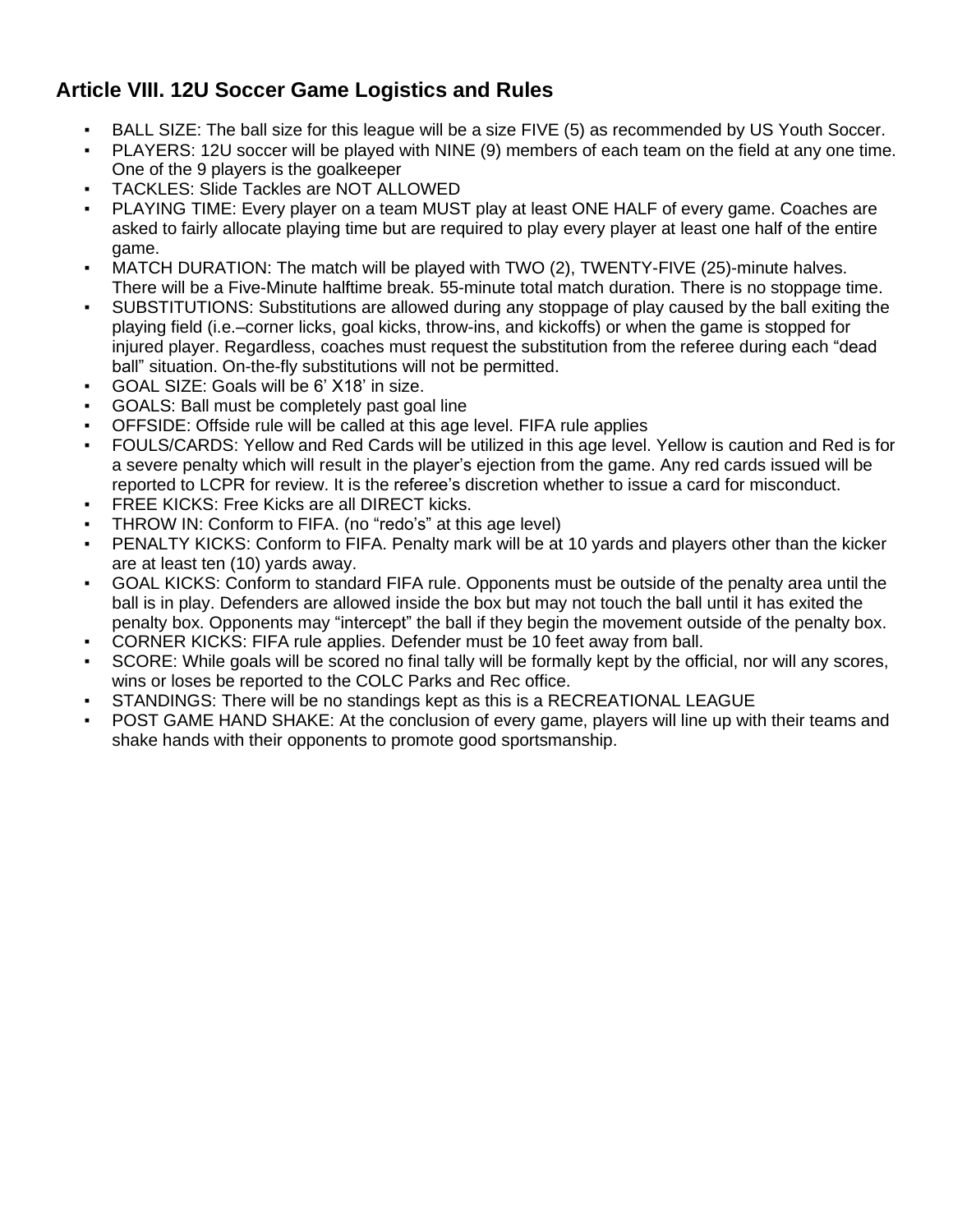## Article VIII. 12U Soccer Game Logistics and Rules

- BALL SIZE: The ball size for this league will be a size FIVE (5) as recommended by US Youth Soccer.
- PLAYERS: 12U soccer will be played with NINE (9) members of each team on the field at any one time. One of the 9 players is the goalkeeper
- TACKLES: Slide Tackles are NOT ALLOWED
- PLAYING TIME: Every player on a team MUST play at least ONE HALF of every game. Coaches are asked to fairly allocate playing time but are required to play every player at least one half of the entire game.
- MATCH DURATION: The match will be played with TWO (2), TWENTY-FIVE (25)-minute halves. There will be a Five-Minute halftime break. 55-minute total match duration. There is no stoppage time.
- SUBSTITUTIONS: Substitutions are allowed during any stoppage of play caused by the ball exiting the playing field (i.e.–corner licks, goal kicks, throw-ins, and kickoffs) or when the game is stopped for injured player. Regardless, coaches must request the substitution from the referee during each "dead ball" situation. On-the-fly substitutions will not be permitted.
- GOAL SIZE: Goals will be 6' X18' in size.
- GOALS: Ball must be completely past goal line
- OFFSIDE: Offside rule will be called at this age level. FIFA rule applies
- FOULS/CARDS: Yellow and Red Cards will be utilized in this age level. Yellow is caution and Red is for a severe penalty which will result in the player's ejection from the game. Any red cards issued will be reported to LCPR for review. It is the referee's discretion whether to issue a card for misconduct.
- FREE KICKS: Free Kicks are all DIRECT kicks.
- THROW IN: Conform to FIFA. (no "redo's" at this age level)
- PENALTY KICKS: Conform to FIFA. Penalty mark will be at 10 yards and players other than the kicker are at least ten (10) yards away.
- GOAL KICKS: Conform to standard FIFA rule. Opponents must be outside of the penalty area until the ball is in play. Defenders are allowed inside the box but may not touch the ball until it has exited the penalty box. Opponents may "intercept" the ball if they begin the movement outside of the penalty box.
- CORNER KICKS: FIFA rule applies. Defender must be 10 feet away from ball.
- SCORE: While goals will be scored no final tally will be formally kept by the official, nor will any scores, wins or loses be reported to the COLC Parks and Rec office.
- STANDINGS: There will be no standings kept as this is a RECREATIONAL LEAGUE
- POST GAME HAND SHAKE: At the conclusion of every game, players will line up with their teams and shake hands with their opponents to promote good sportsmanship.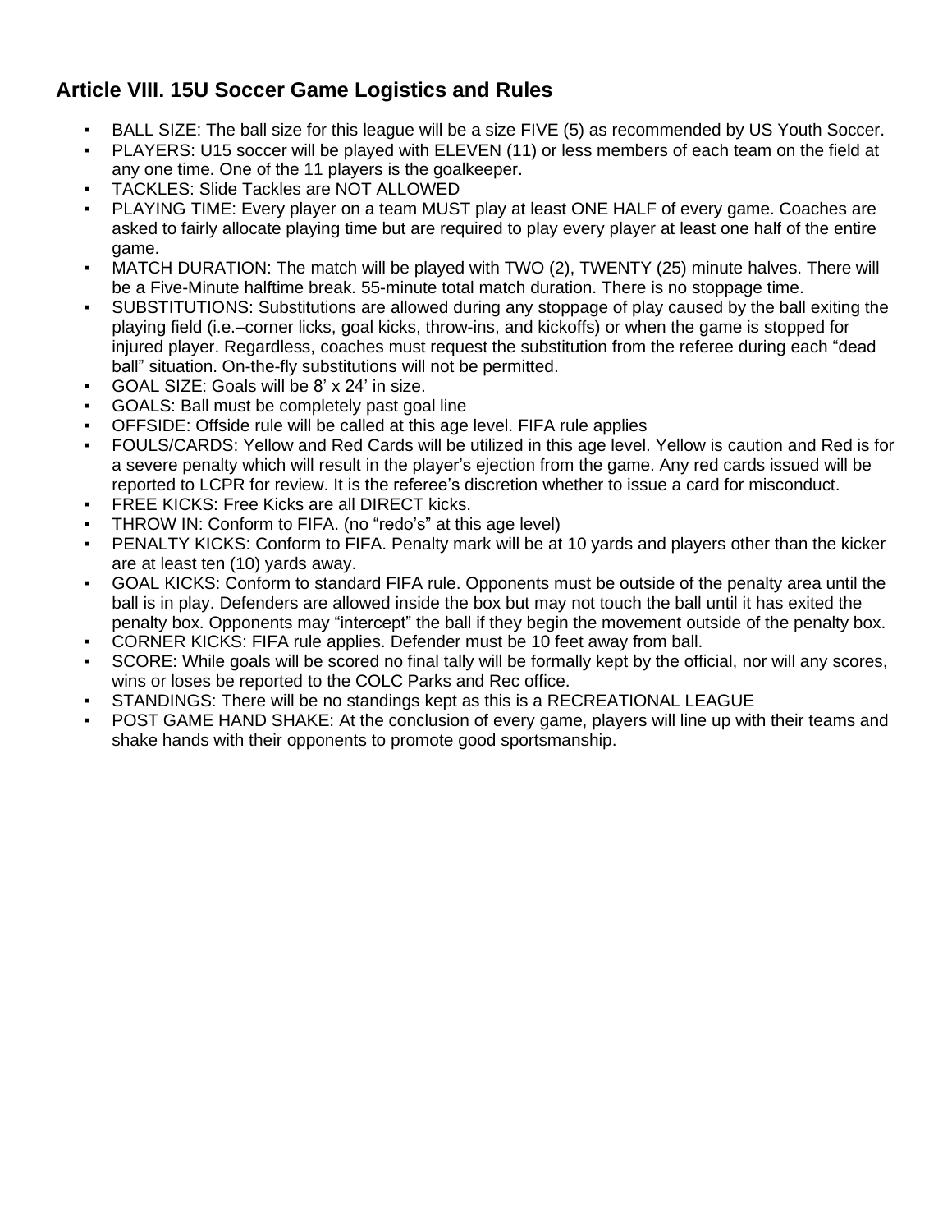## Article VIII. 15U Soccer Game Logistics and Rules

- BALL SIZE: The ball size for this league will be a size FIVE (5) as recommended by US Youth Soccer.
- PLAYERS: U15 soccer will be played with ELEVEN (11) or less members of each team on the field at any one time. One of the 11 players is the goalkeeper.
- TACKLES: Slide Tackles are NOT ALLOWED
- PLAYING TIME: Every player on a team MUST play at least ONE HALF of every game. Coaches are asked to fairly allocate playing time but are required to play every player at least one half of the entire game.
- MATCH DURATION: The match will be played with TWO (2), TWENTY (25) minute halves. There will be a Five-Minute halftime break. 55-minute total match duration. There is no stoppage time.
- SUBSTITUTIONS: Substitutions are allowed during any stoppage of play caused by the ball exiting the playing field (i.e.–corner licks, goal kicks, throw-ins, and kickoffs) or when the game is stopped for injured player. Regardless, coaches must request the substitution from the referee during each "dead ball" situation. On-the-fly substitutions will not be permitted.
- GOAL SIZE: Goals will be 8' x 24' in size.
- GOALS: Ball must be completely past goal line
- OFFSIDE: Offside rule will be called at this age level. FIFA rule applies
- FOULS/CARDS: Yellow and Red Cards will be utilized in this age level. Yellow is caution and Red is for a severe penalty which will result in the player's ejection from the game. Any red cards issued will be reported to LCPR for review. It is the referee's discretion whether to issue a card for misconduct.
- FREE KICKS: Free Kicks are all DIRECT kicks.
- THROW IN: Conform to FIFA. (no "redo's" at this age level)
- PENALTY KICKS: Conform to FIFA. Penalty mark will be at 10 yards and players other than the kicker are at least ten (10) yards away.
- GOAL KICKS: Conform to standard FIFA rule. Opponents must be outside of the penalty area until the ball is in play. Defenders are allowed inside the box but may not touch the ball until it has exited the penalty box. Opponents may "intercept" the ball if they begin the movement outside of the penalty box.
- CORNER KICKS: FIFA rule applies. Defender must be 10 feet away from ball.
- SCORE: While goals will be scored no final tally will be formally kept by the official, nor will any scores, wins or loses be reported to the COLC Parks and Rec office.
- STANDINGS: There will be no standings kept as this is a RECREATIONAL LEAGUE
- POST GAME HAND SHAKE: At the conclusion of every game, players will line up with their teams and shake hands with their opponents to promote good sportsmanship.